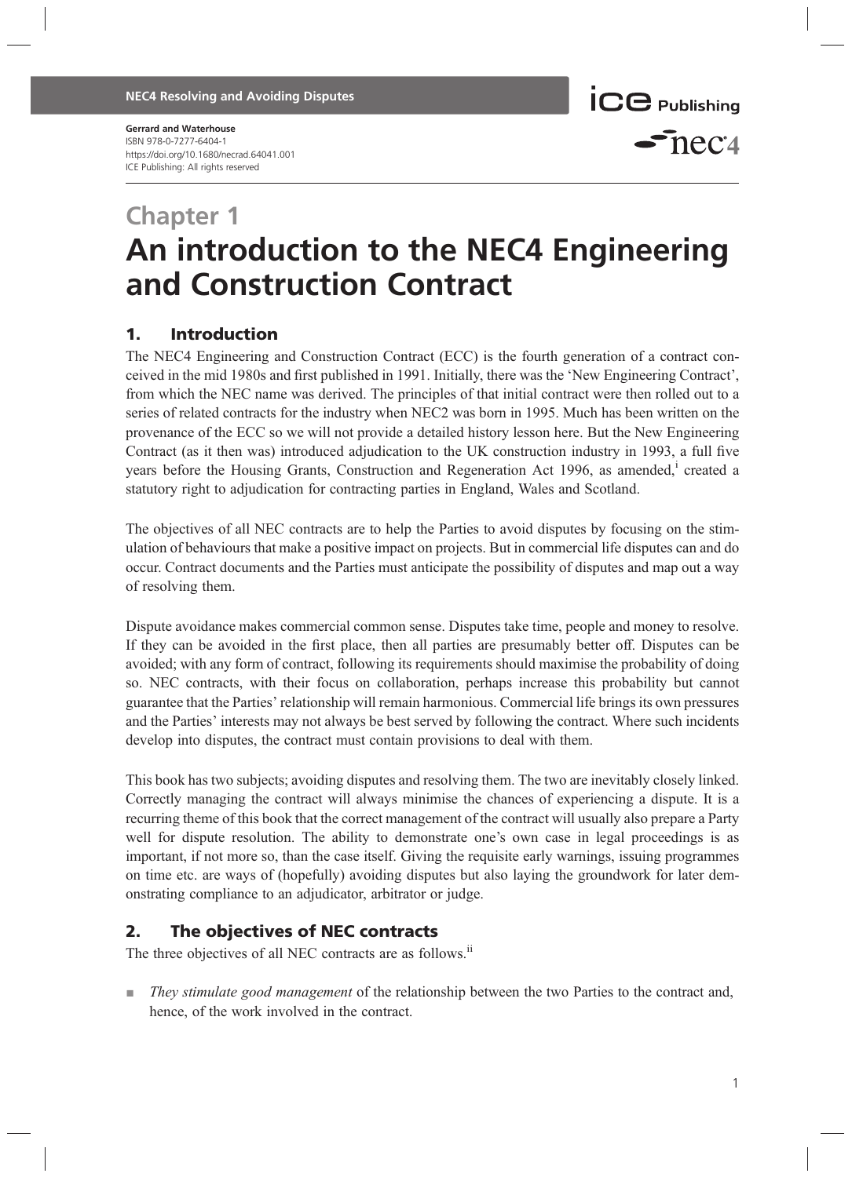**Gerrard and Waterhouse**
ISBN 978-0-7277-6404-1
https://doi.org/10.1680/necrad.64041.001
ICE Publishing: All rights reserved

# Chapter 1
# An introduction to the NEC4 Engineering and Construction Contract

## 1. Introduction

The NEC4 Engineering and Construction Contract (ECC) is the fourth generation of a contract conceived in the mid 1980s and first published in 1991. Initially, there was the 'New Engineering Contract', from which the NEC name was derived. The principles of that initial contract were then rolled out to a series of related contracts for the industry when NEC2 was born in 1995. Much has been written on the provenance of the ECC so we will not provide a detailed history lesson here. But the New Engineering Contract (as it then was) introduced adjudication to the UK construction industry in 1993, a full five years before the Housing Grants, Construction and Regeneration Act 1996, as amended,[i] created a statutory right to adjudication for contracting parties in England, Wales and Scotland.

The objectives of all NEC contracts are to help the Parties to avoid disputes by focusing on the stimulation of behaviours that make a positive impact on projects. But in commercial life disputes can and do occur. Contract documents and the Parties must anticipate the possibility of disputes and map out a way of resolving them.

Dispute avoidance makes commercial common sense. Disputes take time, people and money to resolve. If they can be avoided in the first place, then all parties are presumably better off. Disputes can be avoided; with any form of contract, following its requirements should maximise the probability of doing so. NEC contracts, with their focus on collaboration, perhaps increase this probability but cannot guarantee that the Parties' relationship will remain harmonious. Commercial life brings its own pressures and the Parties' interests may not always be best served by following the contract. Where such incidents develop into disputes, the contract must contain provisions to deal with them.

This book has two subjects; avoiding disputes and resolving them. The two are inevitably closely linked. Correctly managing the contract will always minimise the chances of experiencing a dispute. It is a recurring theme of this book that the correct management of the contract will usually also prepare a Party well for dispute resolution. The ability to demonstrate one's own case in legal proceedings is as important, if not more so, than the case itself. Giving the requisite early warnings, issuing programmes on time etc. are ways of (hopefully) avoiding disputes but also laying the groundwork for later demonstrating compliance to an adjudicator, arbitrator or judge.

## 2. The objectives of NEC contracts

The three objectives of all NEC contracts are as follows.[ii]

- *They stimulate good management* of the relationship between the two Parties to the contract and, hence, of the work involved in the contract.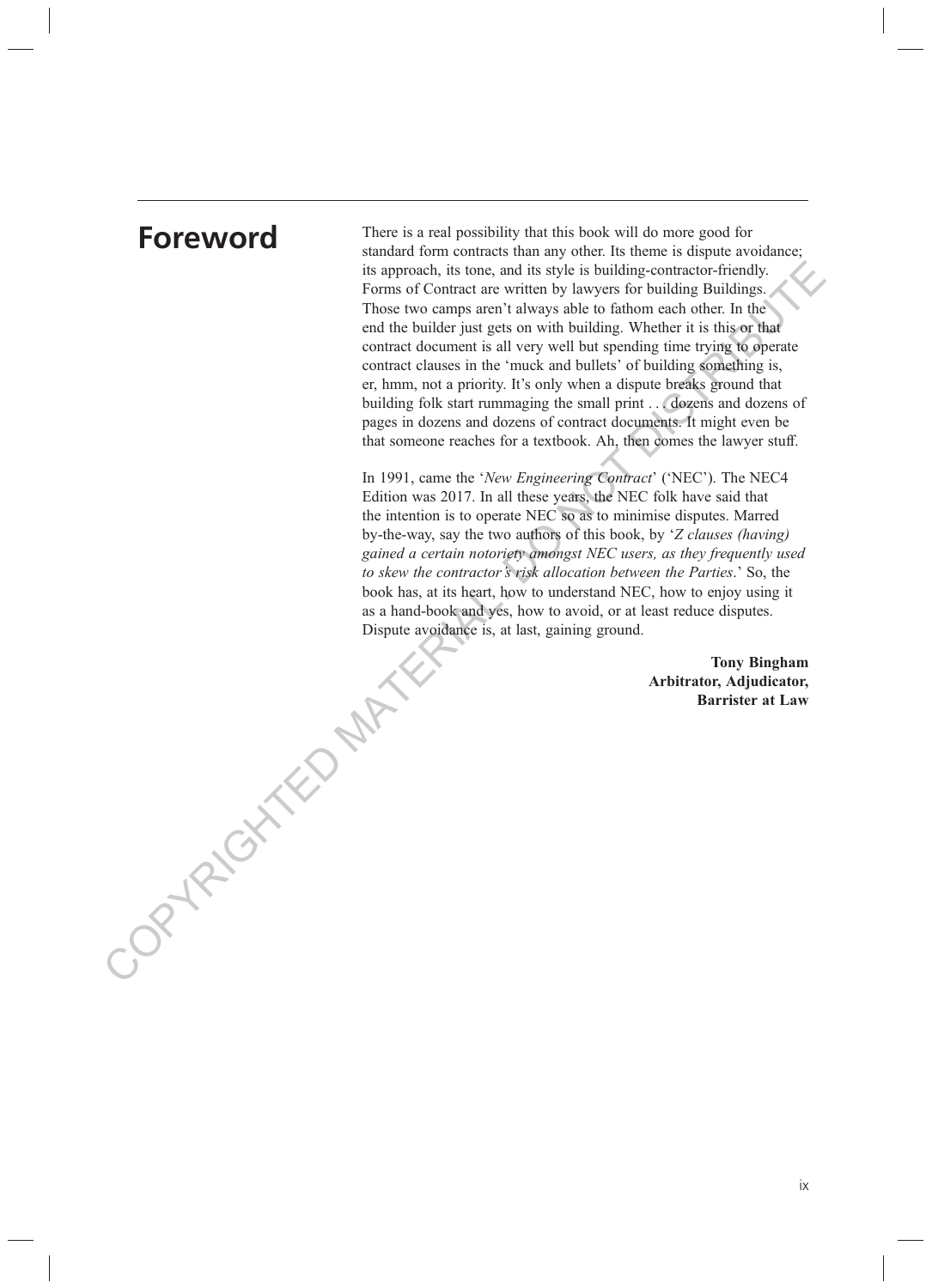# Foreword

There is a real possibility that this book will do more good for standard form contracts than any other. Its theme is dispute avoidance; its approach, its tone, and its style is building-contractor-friendly. Forms of Contract are written by lawyers for building Buildings. Those two camps aren't always able to fathom each other. In the end the builder just gets on with building. Whether it is this or that contract document is all very well but spending time trying to operate contract clauses in the 'muck and bullets' of building something is, er, hmm, not a priority. It's only when a dispute breaks ground that building folk start rummaging the small print . . . dozens and dozens of pages in dozens and dozens of contract documents. It might even be that someone reaches for a textbook. Ah, then comes the lawyer stuff.

In 1991, came the '*New Engineering Contract*' ('NEC'). The NEC4 Edition was 2017. In all these years, the NEC folk have said that the intention is to operate NEC so as to minimise disputes. Marred by-the-way, say the two authors of this book, by '*Z clauses (having) gained a certain notoriety amongst NEC users, as they frequently used to skew the contractor's risk allocation between the Parties*.' So, the book has, at its heart, how to understand NEC, how to enjoy using it as a hand-book and yes, how to avoid, or at least reduce disputes. Dispute avoidance is, at last, gaining ground.

**Tony Bingham**
**Arbitrator, Adjudicator,**
**Barrister at Law**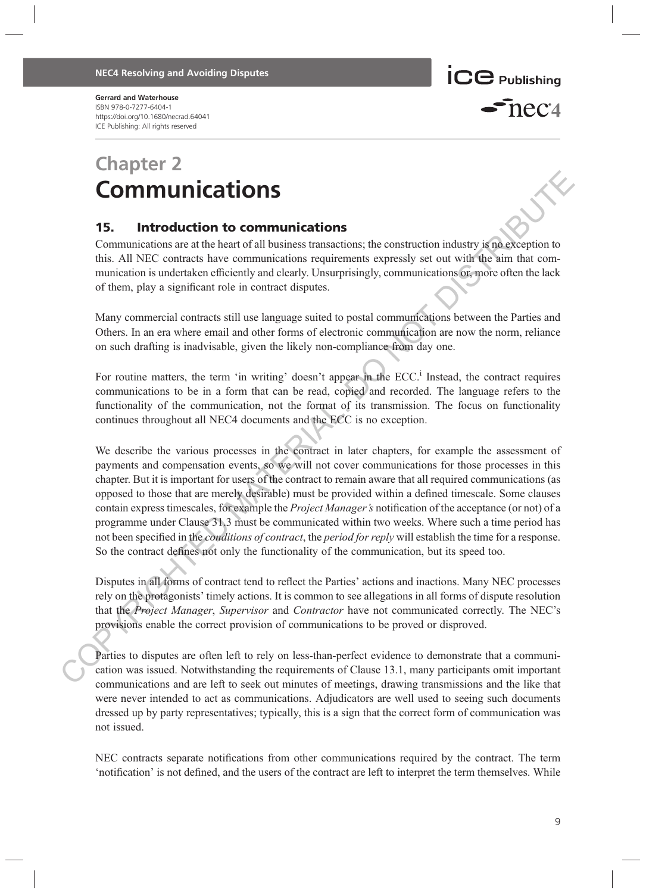# Chapter 2
# Communications

## 15. Introduction to communications

Communications are at the heart of all business transactions; the construction industry is no exception to this. All NEC contracts have communications requirements expressly set out with the aim that communication is undertaken efficiently and clearly. Unsurprisingly, communications or, more often the lack of them, play a significant role in contract disputes.

Many commercial contracts still use language suited to postal communications between the Parties and Others. In an era where email and other forms of electronic communication are now the norm, reliance on such drafting is inadvisable, given the likely non-compliance from day one.

For routine matters, the term 'in writing' doesn't appear in the ECC.[i] Instead, the contract requires communications to be in a form that can be read, copied and recorded. The language refers to the functionality of the communication, not the format of its transmission. The focus on functionality continues throughout all NEC4 documents and the ECC is no exception.

We describe the various processes in the contract in later chapters, for example the assessment of payments and compensation events, so we will not cover communications for those processes in this chapter. But it is important for users of the contract to remain aware that all required communications (as opposed to those that are merely desirable) must be provided within a defined timescale. Some clauses contain express timescales, for example the *Project Manager's* notification of the acceptance (or not) of a programme under Clause 31.3 must be communicated within two weeks. Where such a time period has not been specified in the *conditions of contract*, the *period for reply* will establish the time for a response. So the contract defines not only the functionality of the communication, but its speed too.

Disputes in all forms of contract tend to reflect the Parties' actions and inactions. Many NEC processes rely on the protagonists' timely actions. It is common to see allegations in all forms of dispute resolution that the *Project Manager*, *Supervisor* and *Contractor* have not communicated correctly. The NEC's provisions enable the correct provision of communications to be proved or disproved.

Parties to disputes are often left to rely on less-than-perfect evidence to demonstrate that a communication was issued. Notwithstanding the requirements of Clause 13.1, many participants omit important communications and are left to seek out minutes of meetings, drawing transmissions and the like that were never intended to act as communications. Adjudicators are well used to seeing such documents dressed up by party representatives; typically, this is a sign that the correct form of communication was not issued.

NEC contracts separate notifications from other communications required by the contract. The term 'notification' is not defined, and the users of the contract are left to interpret the term themselves. While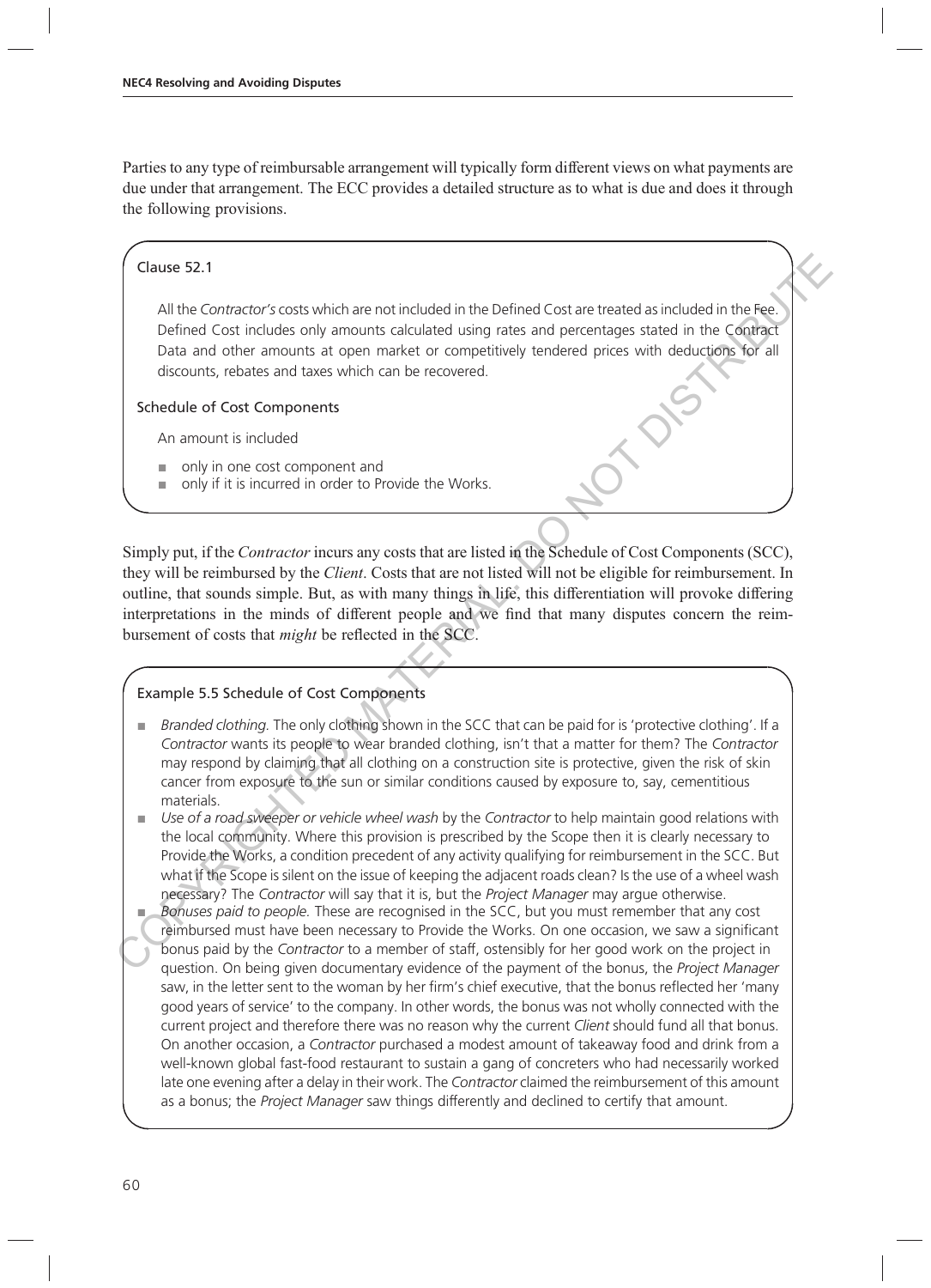Parties to any type of reimbursable arrangement will typically form different views on what payments are due under that arrangement. The ECC provides a detailed structure as to what is due and does it through the following provisions.

> Clause 52.1
>
> All the *Contractor's* costs which are not included in the Defined Cost are treated as included in the Fee. Defined Cost includes only amounts calculated using rates and percentages stated in the Contract Data and other amounts at open market or competitively tendered prices with deductions for all discounts, rebates and taxes which can be recovered.
>
> Schedule of Cost Components
>
> An amount is included
>
> - only in one cost component and
> - only if it is incurred in order to Provide the Works.

Simply put, if the *Contractor* incurs any costs that are listed in the Schedule of Cost Components (SCC), they will be reimbursed by the *Client*. Costs that are not listed will not be eligible for reimbursement. In outline, that sounds simple. But, as with many things in life, this differentiation will provoke differing interpretations in the minds of different people and we find that many disputes concern the reimbursement of costs that *might* be reflected in the SCC.

> Example 5.5 Schedule of Cost Components
>
> - *Branded clothing.* The only clothing shown in the SCC that can be paid for is 'protective clothing'. If a *Contractor* wants its people to wear branded clothing, isn't that a matter for them? The *Contractor* may respond by claiming that all clothing on a construction site is protective, given the risk of skin cancer from exposure to the sun or similar conditions caused by exposure to, say, cementitious materials.
> - *Use of a road sweeper or vehicle wheel wash* by the *Contractor* to help maintain good relations with the local community. Where this provision is prescribed by the Scope then it is clearly necessary to Provide the Works, a condition precedent of any activity qualifying for reimbursement in the SCC. But what if the Scope is silent on the issue of keeping the adjacent roads clean? Is the use of a wheel wash necessary? The *Contractor* will say that it is, but the *Project Manager* may argue otherwise.
> - *Bonuses paid to people.* These are recognised in the SCC, but you must remember that any cost reimbursed must have been necessary to Provide the Works. On one occasion, we saw a significant bonus paid by the *Contractor* to a member of staff, ostensibly for her good work on the project in question. On being given documentary evidence of the payment of the bonus, the *Project Manager* saw, in the letter sent to the woman by her firm's chief executive, that the bonus reflected her 'many good years of service' to the company. In other words, the bonus was not wholly connected with the current project and therefore there was no reason why the current *Client* should fund all that bonus. On another occasion, a *Contractor* purchased a modest amount of takeaway food and drink from a well-known global fast-food restaurant to sustain a gang of concreters who had necessarily worked late one evening after a delay in their work. The *Contractor* claimed the reimbursement of this amount as a bonus; the *Project Manager* saw things differently and declined to certify that amount.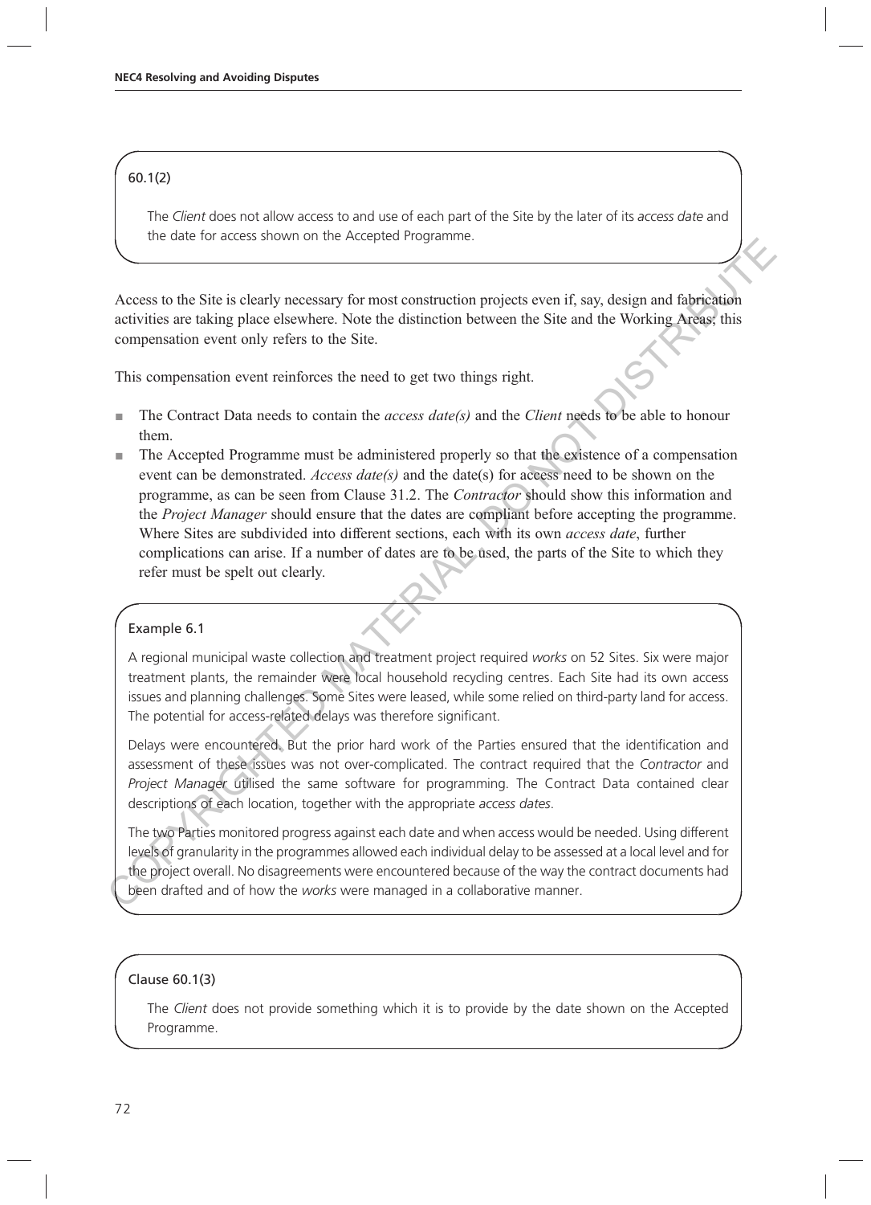60.1(2)

The *Client* does not allow access to and use of each part of the Site by the later of its *access date* and the date for access shown on the Accepted Programme.

Access to the Site is clearly necessary for most construction projects even if, say, design and fabrication activities are taking place elsewhere. Note the distinction between the Site and the Working Areas; this compensation event only refers to the Site.

This compensation event reinforces the need to get two things right.

- The Contract Data needs to contain the *access date(s)* and the *Client* needs to be able to honour them.
- The Accepted Programme must be administered properly so that the existence of a compensation event can be demonstrated. *Access date(s)* and the date(s) for access need to be shown on the programme, as can be seen from Clause 31.2. The *Contractor* should show this information and the *Project Manager* should ensure that the dates are compliant before accepting the programme. Where Sites are subdivided into different sections, each with its own *access date*, further complications can arise. If a number of dates are to be used, the parts of the Site to which they refer must be spelt out clearly.

Example 6.1

A regional municipal waste collection and treatment project required *works* on 52 Sites. Six were major treatment plants, the remainder were local household recycling centres. Each Site had its own access issues and planning challenges. Some Sites were leased, while some relied on third-party land for access. The potential for access-related delays was therefore significant.

Delays were encountered. But the prior hard work of the Parties ensured that the identification and assessment of these issues was not over-complicated. The contract required that the *Contractor* and *Project Manager* utilised the same software for programming. The Contract Data contained clear descriptions of each location, together with the appropriate *access dates*.

The two Parties monitored progress against each date and when access would be needed. Using different levels of granularity in the programmes allowed each individual delay to be assessed at a local level and for the project overall. No disagreements were encountered because of the way the contract documents had been drafted and of how the *works* were managed in a collaborative manner.

Clause 60.1(3)

The *Client* does not provide something which it is to provide by the date shown on the Accepted Programme.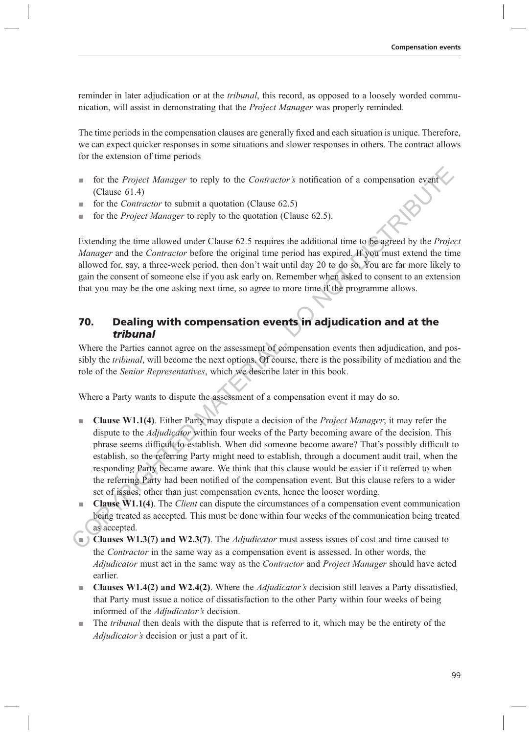reminder in later adjudication or at the *tribunal*, this record, as opposed to a loosely worded communication, will assist in demonstrating that the *Project Manager* was properly reminded.

The time periods in the compensation clauses are generally fixed and each situation is unique. Therefore, we can expect quicker responses in some situations and slower responses in others. The contract allows for the extension of time periods

- for the *Project Manager* to reply to the *Contractor's* notification of a compensation event (Clause 61.4)
- for the *Contractor* to submit a quotation (Clause 62.5)
- for the *Project Manager* to reply to the quotation (Clause 62.5).

Extending the time allowed under Clause 62.5 requires the additional time to be agreed by the *Project Manager* and the *Contractor* before the original time period has expired. If you must extend the time allowed for, say, a three-week period, then don't wait until day 20 to do so. You are far more likely to gain the consent of someone else if you ask early on. Remember when asked to consent to an extension that you may be the one asking next time, so agree to more time if the programme allows.

## 70. Dealing with compensation events in adjudication and at the *tribunal*

Where the Parties cannot agree on the assessment of compensation events then adjudication, and possibly the *tribunal*, will become the next options. Of course, there is the possibility of mediation and the role of the *Senior Representatives*, which we describe later in this book.

Where a Party wants to dispute the assessment of a compensation event it may do so.

- **Clause W1.1(4)**. Either Party may dispute a decision of the *Project Manager*; it may refer the dispute to the *Adjudicator* within four weeks of the Party becoming aware of the decision. This phrase seems difficult to establish. When did someone become aware? That's possibly difficult to establish, so the referring Party might need to establish, through a document audit trail, when the responding Party became aware. We think that this clause would be easier if it referred to when the referring Party had been notified of the compensation event. But this clause refers to a wider set of issues, other than just compensation events, hence the looser wording.
- **Clause W1.1(4)**. The *Client* can dispute the circumstances of a compensation event communication being treated as accepted. This must be done within four weeks of the communication being treated as accepted.
- **Clauses W1.3(7) and W2.3(7)**. The *Adjudicator* must assess issues of cost and time caused to the *Contractor* in the same way as a compensation event is assessed. In other words, the *Adjudicator* must act in the same way as the *Contractor* and *Project Manager* should have acted earlier.
- **Clauses W1.4(2) and W2.4(2)**. Where the *Adjudicator's* decision still leaves a Party dissatisfied, that Party must issue a notice of dissatisfaction to the other Party within four weeks of being informed of the *Adjudicator's* decision.
- The *tribunal* then deals with the dispute that is referred to it, which may be the entirety of the *Adjudicator's* decision or just a part of it.